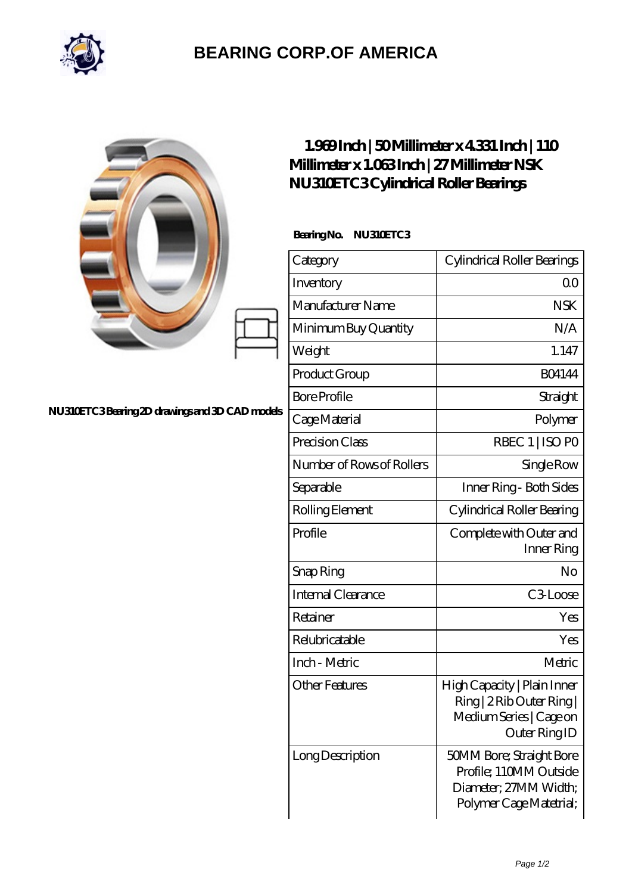# BEARING CORP.OF AMERICA

NU310ETC3 Bearing 2D drawings and 3D CAD models

## 1.969 Inch | 50 Millimeter x 4.331 Inch | 110 Millimeter x 1.063 Inch | 27 Millimeter NSK NU310ETC3 Cylindrical Roller Bearings

**Bearing No. NU310ETC3**

| Category | Cylindrical Roller Bearings |
|---|---|
| Inventory | 0.0 |
| Manufacturer Name | NSK |
| Minimum Buy Quantity | N/A |
| Weight | 1.147 |
| Product Group | B04144 |
| Bore Profile | Straight |
| Cage Material | Polymer |
| Precision Class | RBEC 1 \| ISO P0 |
| Number of Rows of Rollers | Single Row |
| Separable | Inner Ring - Both Sides |
| Rolling Element | Cylindrical Roller Bearing |
| Profile | Complete with Outer and Inner Ring |
| Snap Ring | No |
| Internal Clearance | C3-Loose |
| Retainer | Yes |
| Relubricatable | Yes |
| Inch - Metric | Metric |
| Other Features | High Capacity \| Plain Inner Ring \| 2 Rib Outer Ring \| Medium Series \| Cage on Outer Ring ID |
| Long Description | 50MM Bore; Straight Bore Profile; 110MM Outside Diameter; 27MM Width; Polymer Cage Matetrial; |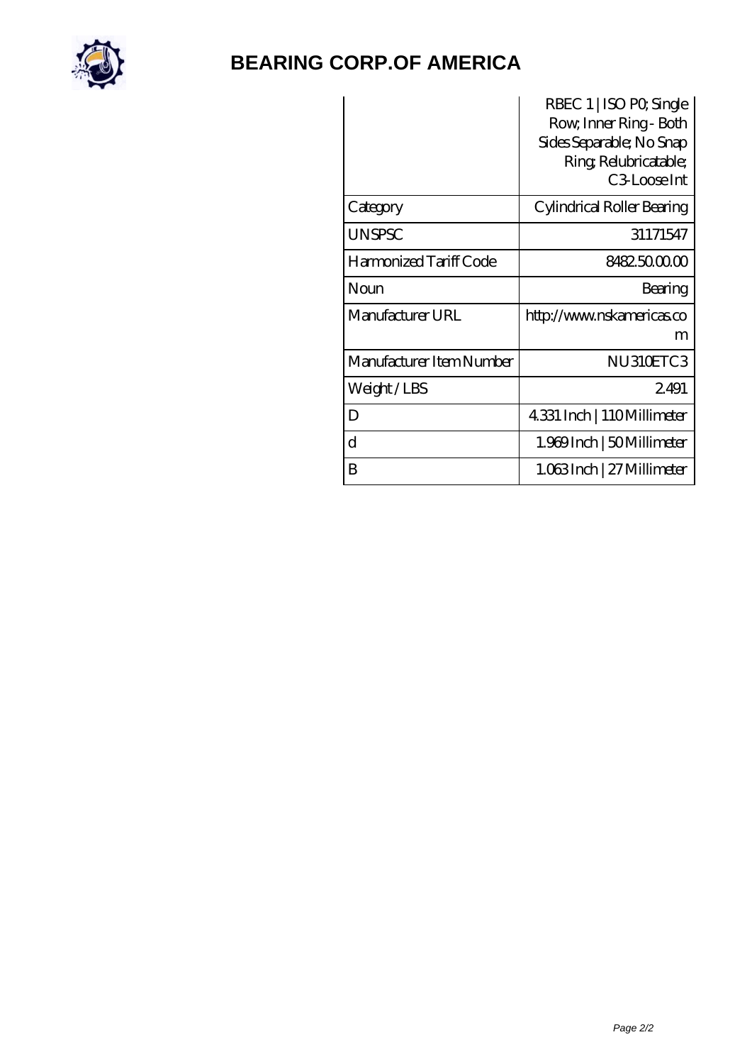# BEARING CORP.OF AMERICA

| | |
|---|---|
| | RBEC 1 \| ISO P0; Single Row; Inner Ring - Both Sides Separable; No Snap Ring; Relubricatable; C3-Loose Int |
| Category | Cylindrical Roller Bearing |
| UNSPSC | 31171547 |
| Harmonized Tariff Code | 8482.50.00.00 |
| Noun | Bearing |
| Manufacturer URL | http://www.nskamericas.com |
| Manufacturer Item Number | NU310ETC3 |
| Weight / LBS | 2.491 |
| D | 4.331 Inch \| 110 Millimeter |
| d | 1.969 Inch \| 50 Millimeter |
| B | 1.063 Inch \| 27 Millimeter |